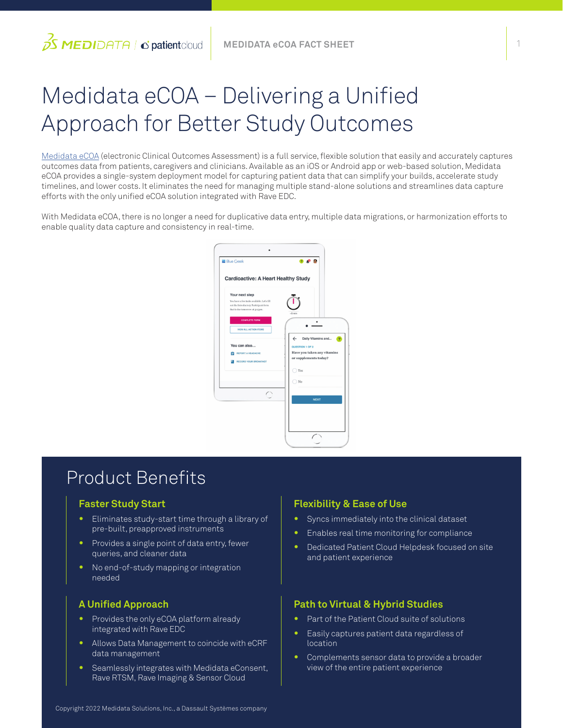# Medidata eCOA – Delivering a Unified Approach for Better Study Outcomes

Medidata eCOA (electronic Clinical Outcomes Assessment) is a full service, flexible solution that easily and accurately captures outcomes data from patients, caregivers and clinicians. Available as an iOS or Android app or web-based solution, Medidata eCOA provides a single-system deployment model for capturing patient data that can simplify your builds, accelerate study timelines, and lower costs. It eliminates the need for managing multiple stand-alone solutions and streamlines data capture efforts with the only unified eCOA solution integrated with Rave EDC.

With Medidata eCOA, there is no longer a need for duplicative data entry, multiple data migrations, or harmonization efforts to enable quality data capture and consistency in real-time.

## Product Benefits

### Faster Study Start

- Eliminates study-start time through a library of pre-built, preapproved instruments
- Provides a single point of data entry, fewer queries, and cleaner data
- No end-of-study mapping or integration needed

### Flexibility & Ease of Use

- Syncs immediately into the clinical dataset
- Enables real time monitoring for compliance
- Dedicated Patient Cloud Helpdesk focused on site and patient experience

### A Unified Approach

- Provides the only eCOA platform already integrated with Rave EDC
- Allows Data Management to coincide with eCRF data management
- Seamlessly integrates with Medidata eConsent, Rave RTSM, Rave Imaging & Sensor Cloud

### Path to Virtual & Hybrid Studies

- Part of the Patient Cloud suite of solutions
- Easily captures patient data regardless of location
- Complements sensor data to provide a broader view of the entire patient experience

Copyright 2022 Medidata Solutions, Inc., a Dassault Systèmes company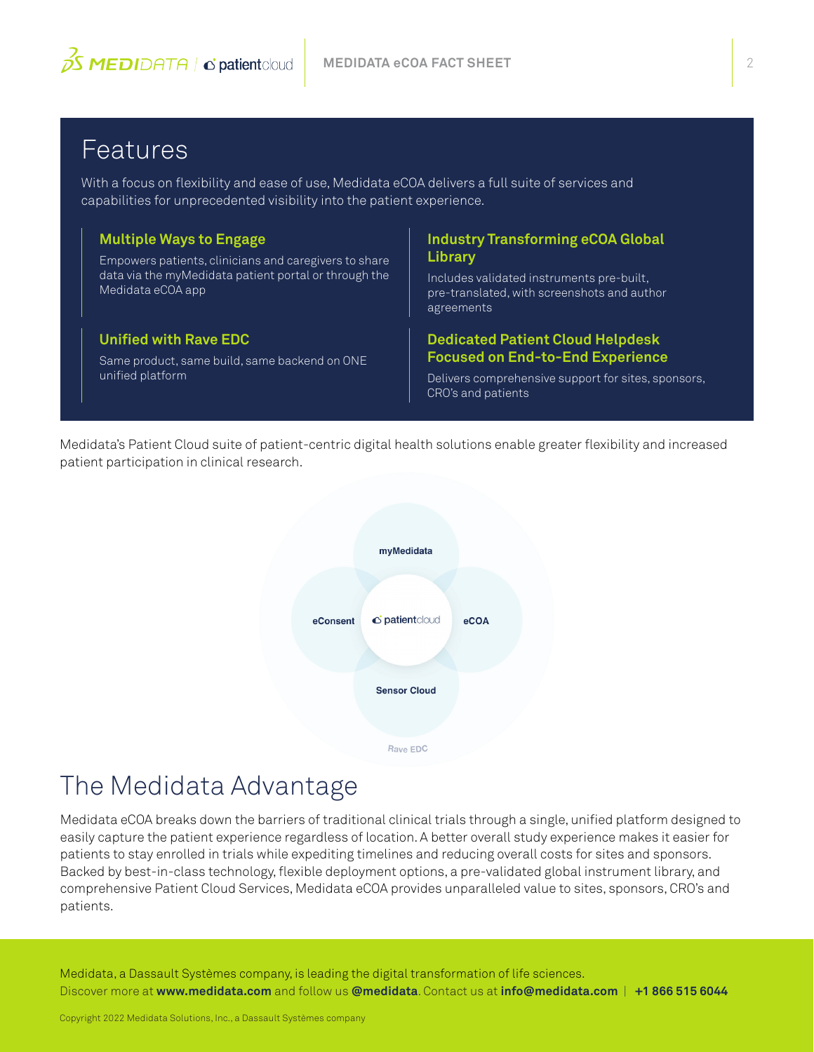## Features

With a focus on flexibility and ease of use, Medidata eCOA delivers a full suite of services and capabilities for unprecedented visibility into the patient experience.

### Multiple Ways to Engage

Empowers patients, clinicians and caregivers to share data via the myMedidata patient portal or through the Medidata eCOA app

### Unified with Rave EDC

Same product, same build, same backend on ONE unified platform

### Industry Transforming eCOA Global Library

Includes validated instruments pre-built, pre-translated, with screenshots and author agreements

### Dedicated Patient Cloud Helpdesk Focused on End-to-End Experience

Delivers comprehensive support for sites, sponsors, CRO's and patients

Medidata's Patient Cloud suite of patient-centric digital health solutions enable greater flexibility and increased patient participation in clinical research.

myMedidata

eConsent

patientcloud

eCOA

Sensor Cloud

Rave EDC

## The Medidata Advantage

Medidata eCOA breaks down the barriers of traditional clinical trials through a single, unified platform designed to easily capture the patient experience regardless of location. A better overall study experience makes it easier for patients to stay enrolled in trials while expediting timelines and reducing overall costs for sites and sponsors. Backed by best-in-class technology, flexible deployment options, a pre-validated global instrument library, and comprehensive Patient Cloud Services, Medidata eCOA provides unparalleled value to sites, sponsors, CRO's and patients.

Medidata, a Dassault Systèmes company, is leading the digital transformation of life sciences.
Discover more at **www.medidata.com** and follow us **@medidata**. Contact us at **info@medidata.com** | **+1 866 515 6044**

Copyright 2022 Medidata Solutions, Inc., a Dassault Systèmes company